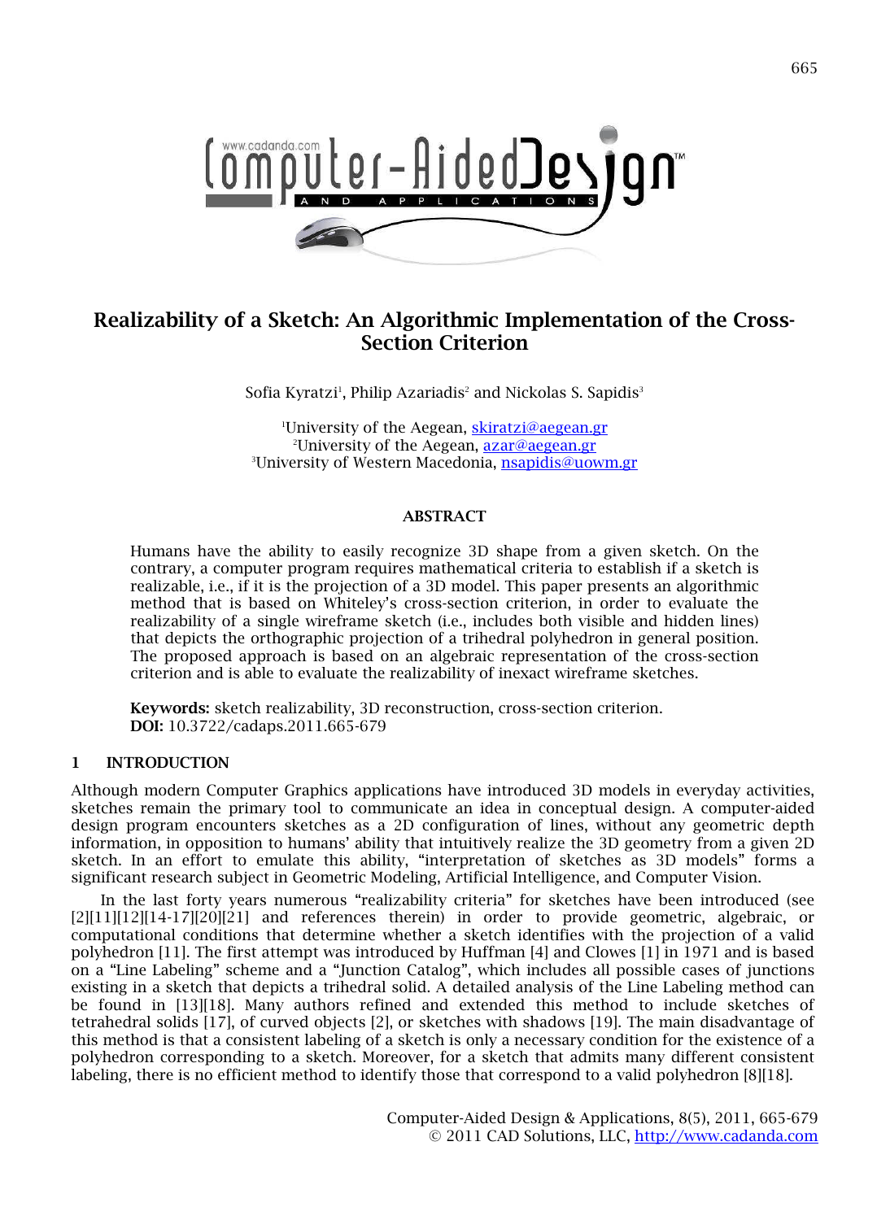# Realizability of a Sketch: An Algorithmic Implementation of the Cross-Section Criterion

Sofia Kyratzi[1], Philip Azariadis[2] and Nickolas S. Sapidis[3]

[1]University of the Aegean, skiratzi@aegean.gr
[2]University of the Aegean, azar@aegean.gr
[3]University of Western Macedonia, nsapidis@uowm.gr

## ABSTRACT

Humans have the ability to easily recognize 3D shape from a given sketch. On the contrary, a computer program requires mathematical criteria to establish if a sketch is realizable, i.e., if it is the projection of a 3D model. This paper presents an algorithmic method that is based on Whiteley's cross-section criterion, in order to evaluate the realizability of a single wireframe sketch (i.e., includes both visible and hidden lines) that depicts the orthographic projection of a trihedral polyhedron in general position. The proposed approach is based on an algebraic representation of the cross-section criterion and is able to evaluate the realizability of inexact wireframe sketches.

**Keywords:** sketch realizability, 3D reconstruction, cross-section criterion.
**DOI:** 10.3722/cadaps.2011.665-679

## 1 INTRODUCTION

Although modern Computer Graphics applications have introduced 3D models in everyday activities, sketches remain the primary tool to communicate an idea in conceptual design. A computer-aided design program encounters sketches as a 2D configuration of lines, without any geometric depth information, in opposition to humans' ability that intuitively realize the 3D geometry from a given 2D sketch. In an effort to emulate this ability, "interpretation of sketches as 3D models" forms a significant research subject in Geometric Modeling, Artificial Intelligence, and Computer Vision.

In the last forty years numerous "realizability criteria" for sketches have been introduced (see [2][11][12][14-17][20][21] and references therein) in order to provide geometric, algebraic, or computational conditions that determine whether a sketch identifies with the projection of a valid polyhedron [11]. The first attempt was introduced by Huffman [4] and Clowes [1] in 1971 and is based on a "Line Labeling" scheme and a "Junction Catalog", which includes all possible cases of junctions existing in a sketch that depicts a trihedral solid. A detailed analysis of the Line Labeling method can be found in [13][18]. Many authors refined and extended this method to include sketches of tetrahedral solids [17], of curved objects [2], or sketches with shadows [19]. The main disadvantage of this method is that a consistent labeling of a sketch is only a necessary condition for the existence of a polyhedron corresponding to a sketch. Moreover, for a sketch that admits many different consistent labeling, there is no efficient method to identify those that correspond to a valid polyhedron [8][18].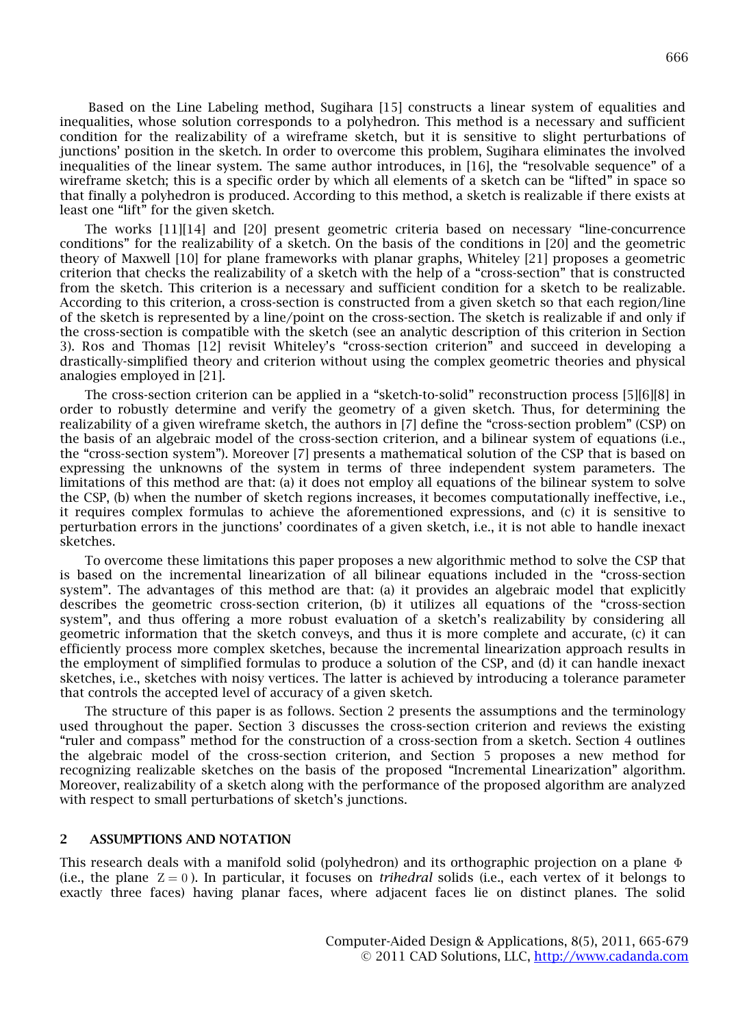Based on the Line Labeling method, Sugihara [15] constructs a linear system of equalities and inequalities, whose solution corresponds to a polyhedron. This method is a necessary and sufficient condition for the realizability of a wireframe sketch, but it is sensitive to slight perturbations of junctions' position in the sketch. In order to overcome this problem, Sugihara eliminates the involved inequalities of the linear system. The same author introduces, in [16], the "resolvable sequence" of a wireframe sketch; this is a specific order by which all elements of a sketch can be "lifted" in space so that finally a polyhedron is produced. According to this method, a sketch is realizable if there exists at least one "lift" for the given sketch.

The works [11][14] and [20] present geometric criteria based on necessary "line-concurrence conditions" for the realizability of a sketch. On the basis of the conditions in [20] and the geometric theory of Maxwell [10] for plane frameworks with planar graphs, Whiteley [21] proposes a geometric criterion that checks the realizability of a sketch with the help of a "cross-section" that is constructed from the sketch. This criterion is a necessary and sufficient condition for a sketch to be realizable. According to this criterion, a cross-section is constructed from a given sketch so that each region/line of the sketch is represented by a line/point on the cross-section. The sketch is realizable if and only if the cross-section is compatible with the sketch (see an analytic description of this criterion in Section 3). Ros and Thomas [12] revisit Whiteley's "cross-section criterion" and succeed in developing a drastically-simplified theory and criterion without using the complex geometric theories and physical analogies employed in [21].

The cross-section criterion can be applied in a "sketch-to-solid" reconstruction process [5][6][8] in order to robustly determine and verify the geometry of a given sketch. Thus, for determining the realizability of a given wireframe sketch, the authors in [7] define the "cross-section problem" (CSP) on the basis of an algebraic model of the cross-section criterion, and a bilinear system of equations (i.e., the "cross-section system"). Moreover [7] presents a mathematical solution of the CSP that is based on expressing the unknowns of the system in terms of three independent system parameters. The limitations of this method are that: (a) it does not employ all equations of the bilinear system to solve the CSP, (b) when the number of sketch regions increases, it becomes computationally ineffective, i.e., it requires complex formulas to achieve the aforementioned expressions, and (c) it is sensitive to perturbation errors in the junctions' coordinates of a given sketch, i.e., it is not able to handle inexact sketches.

To overcome these limitations this paper proposes a new algorithmic method to solve the CSP that is based on the incremental linearization of all bilinear equations included in the "cross-section system". The advantages of this method are that: (a) it provides an algebraic model that explicitly describes the geometric cross-section criterion, (b) it utilizes all equations of the "cross-section system", and thus offering a more robust evaluation of a sketch's realizability by considering all geometric information that the sketch conveys, and thus it is more complete and accurate, (c) it can efficiently process more complex sketches, because the incremental linearization approach results in the employment of simplified formulas to produce a solution of the CSP, and (d) it can handle inexact sketches, i.e., sketches with noisy vertices. The latter is achieved by introducing a tolerance parameter that controls the accepted level of accuracy of a given sketch.

The structure of this paper is as follows. Section 2 presents the assumptions and the terminology used throughout the paper. Section 3 discusses the cross-section criterion and reviews the existing "ruler and compass" method for the construction of a cross-section from a sketch. Section 4 outlines the algebraic model of the cross-section criterion, and Section 5 proposes a new method for recognizing realizable sketches on the basis of the proposed "Incremental Linearization" algorithm. Moreover, realizability of a sketch along with the performance of the proposed algorithm are analyzed with respect to small perturbations of sketch's junctions.

## 2 ASSUMPTIONS AND NOTATION

This research deals with a manifold solid (polyhedron) and its orthographic projection on a plane $\Phi$ (i.e., the plane $Z = 0$). In particular, it focuses on *trihedral* solids (i.e., each vertex of it belongs to exactly three faces) having planar faces, where adjacent faces lie on distinct planes. The solid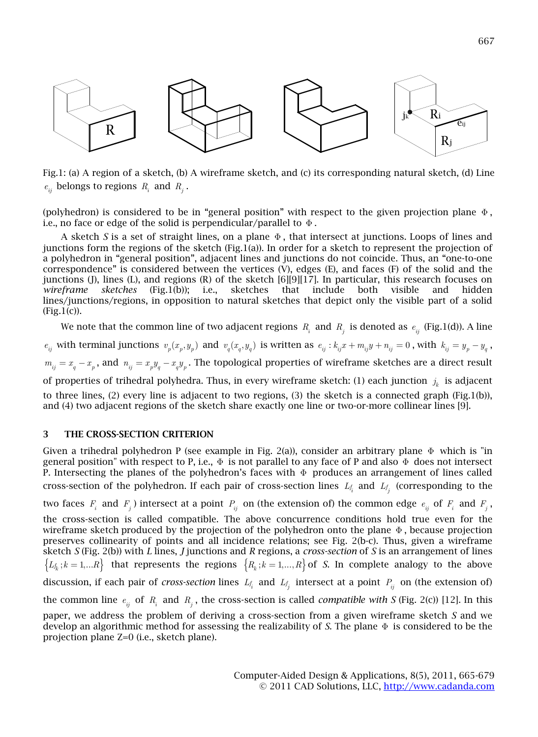Fig.1: (a) A region of a sketch, (b) A wireframe sketch, and (c) its corresponding natural sketch, (d) Line $e_{ij}$ belongs to regions $R_i$ and $R_j$.

(polyhedron) is considered to be in "general position" with respect to the given projection plane $\Phi$, i.e., no face or edge of the solid is perpendicular/parallel to $\Phi$.

A sketch *S* is a set of straight lines, on a plane $\Phi$, that intersect at junctions. Loops of lines and junctions form the regions of the sketch (Fig.1(a)). In order for a sketch to represent the projection of a polyhedron in "general position", adjacent lines and junctions do not coincide. Thus, an "one-to-one correspondence" is considered between the vertices (V), edges (E), and faces (F) of the solid and the junctions (J), lines (L), and regions (R) of the sketch [6][9][17]. In particular, this research focuses on *wireframe sketches* (Fig.1(b)); i.e., sketches that include both visible and hidden lines/junctions/regions, in opposition to natural sketches that depict only the visible part of a solid (Fig.1(c)).

We note that the common line of two adjacent regions $R_i$ and $R_j$ is denoted as $e_{ij}$ (Fig.1(d)). A line $e_{ij}$ with terminal junctions $v_p(x_p, y_p)$ and $v_q(x_q, y_q)$ is written as $e_{ij} : k_{ij}x + m_{ij}y + n_{ij} = 0$, with $k_{ij} = y_p - y_q$, $m_{ij} = x_q - x_p$, and $n_{ij} = x_p y_q - x_q y_p$. The topological properties of wireframe sketches are a direct result of properties of trihedral polyhedra. Thus, in every wireframe sketch: (1) each junction $j_k$ is adjacent to three lines, (2) every line is adjacent to two regions, (3) the sketch is a connected graph (Fig.1(b)), and (4) two adjacent regions of the sketch share exactly one line or two-or-more collinear lines [9].

## 3 THE CROSS-SECTION CRITERION

Given a trihedral polyhedron P (see example in Fig. 2(a)), consider an arbitrary plane $\Phi$ which is "in general position" with respect to P, i.e., $\Phi$ is not parallel to any face of P and also $\Phi$ does not intersect P. Intersecting the planes of the polyhedron's faces with $\Phi$ produces an arrangement of lines called cross-section of the polyhedron. If each pair of cross-section lines $L_{f_i}$ and $L_{f_j}$ (corresponding to the two faces $F_i$ and $F_j$) intersect at a point $P_{ij}$ on (the extension of) the common edge $e_{ij}$ of $F_i$ and $F_j$, the cross-section is called compatible. The above concurrence conditions hold true even for the wireframe sketch produced by the projection of the polyhedron onto the plane $\Phi$, because projection preserves collinearity of points and all incidence relations; see Fig. 2(b-c). Thus, given a wireframe sketch *S* (Fig. 2(b)) with *L* lines, *J* junctions and *R* regions, a *cross-section* of *S* is an arrangement of lines $\{L_{f_k}; k = 1,...R\}$ that represents the regions $\{R_k; k = 1,...,R\}$ of *S*. In complete analogy to the above discussion, if each pair of *cross-section* lines $L_{f_i}$ and $L_{f_j}$ intersect at a point $P_{ij}$ on (the extension of) the common line $e_{ij}$ of $R_i$ and $R_j$, the cross-section is called *compatible with S* (Fig. 2(c)) [12]. In this paper, we address the problem of deriving a cross-section from a given wireframe sketch *S* and we develop an algorithmic method for assessing the realizability of *S*. The plane $\Phi$ is considered to be the projection plane Z=0 (i.e., sketch plane).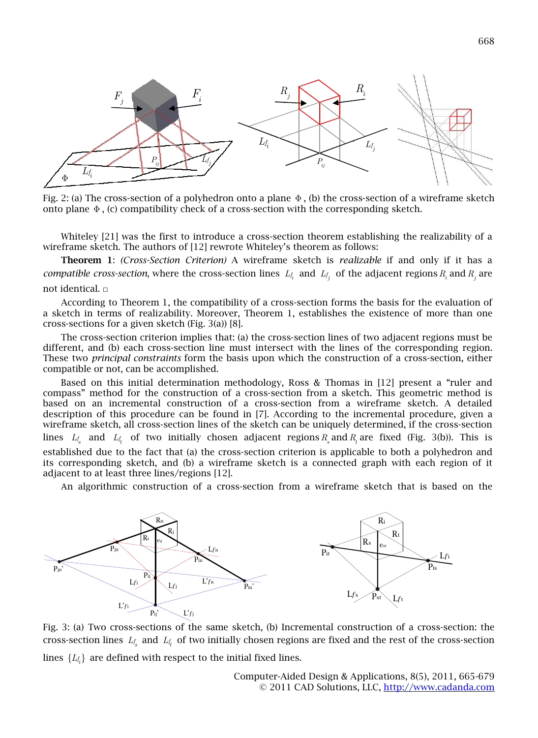Fig. 2: (a) The cross-section of a polyhedron onto a plane $\Phi$, (b) the cross-section of a wireframe sketch onto plane $\Phi$, (c) compatibility check of a cross-section with the corresponding sketch.

Whiteley [21] was the first to introduce a cross-section theorem establishing the realizability of a wireframe sketch. The authors of [12] rewrote Whiteley's theorem as follows:

**Theorem 1**: *(Cross-Section Criterion)* A wireframe sketch is *realizable* if and only if it has a *compatible cross-section*, where the cross-section lines $Lf_i$ and $Lf_j$ of the adjacent regions $R_i$ and $R_j$ are not identical. □

According to Theorem 1, the compatibility of a cross-section forms the basis for the evaluation of a sketch in terms of realizability. Moreover, Theorem 1, establishes the existence of more than one cross-sections for a given sketch (Fig. 3(a)) [8].

The cross-section criterion implies that: (a) the cross-section lines of two adjacent regions must be different, and (b) each cross-section line must intersect with the lines of the corresponding region. These two *principal constraints* form the basis upon which the construction of a cross-section, either compatible or not, can be accomplished.

Based on this initial determination methodology, Ross & Thomas in [12] present a "ruler and compass" method for the construction of a cross-section from a sketch. This geometric method is based on an incremental construction of a cross-section from a wireframe sketch. A detailed description of this procedure can be found in [7]. According to the incremental procedure, given a wireframe sketch, all cross-section lines of the sketch can be uniquely determined, if the cross-section lines $Lf_s$ and $Lf_t$ of two initially chosen adjacent regions $R_s$ and $R_t$ are fixed (Fig. 3(b)). This is established due to the fact that (a) the cross-section criterion is applicable to both a polyhedron and its corresponding sketch, and (b) a wireframe sketch is a connected graph with each region of it adjacent to at least three lines/regions [12].

An algorithmic construction of a cross-section from a wireframe sketch that is based on the

Fig. 3: (a) Two cross-sections of the same sketch, (b) Incremental construction of a cross-section: the cross-section lines $Lf_s$ and $Lf_t$ of two initially chosen regions are fixed and the rest of the cross-section lines $\{Lf_i\}$ are defined with respect to the initial fixed lines.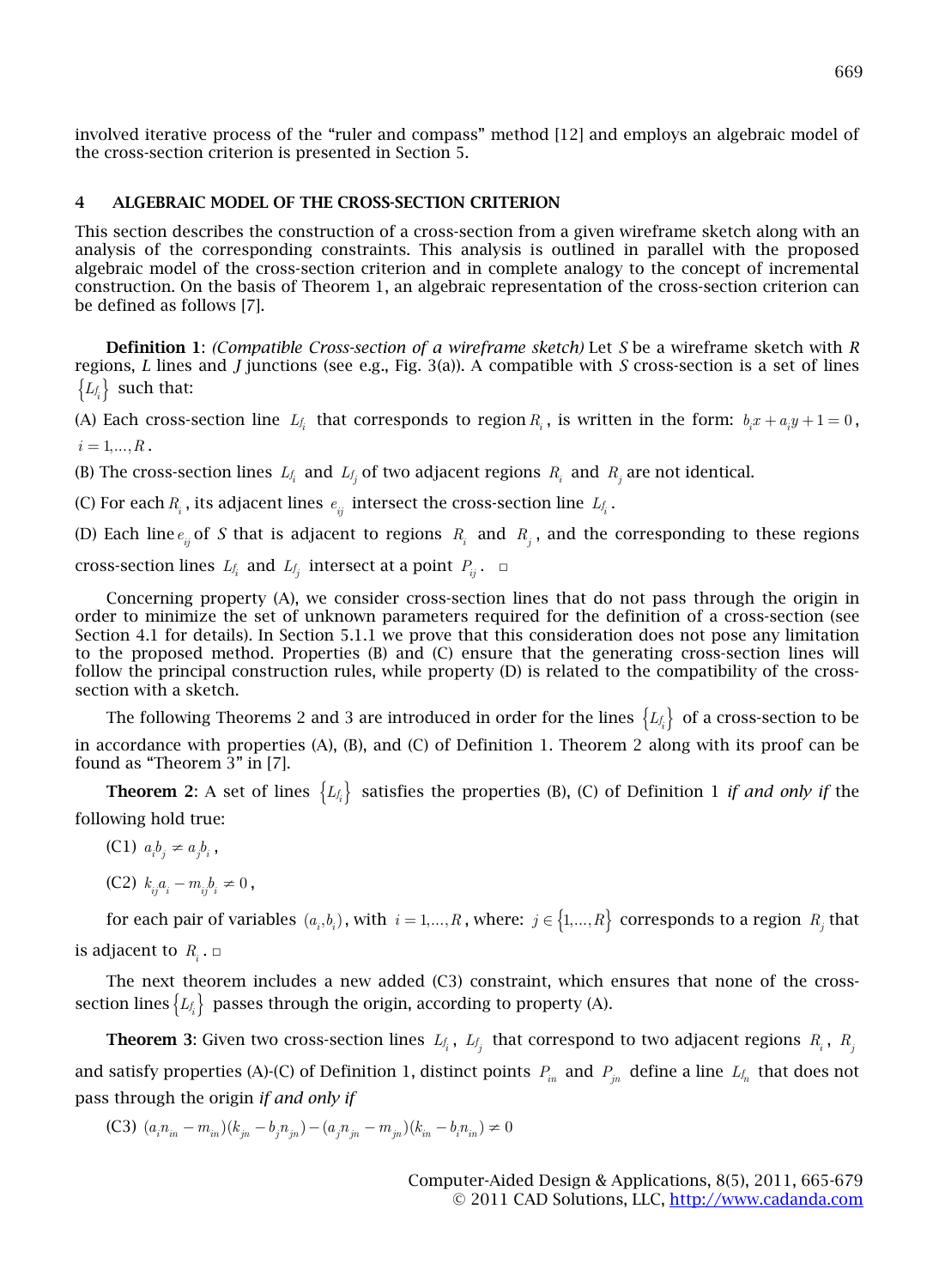involved iterative process of the "ruler and compass" method [12] and employs an algebraic model of the cross-section criterion is presented in Section 5.

## 4 ALGEBRAIC MODEL OF THE CROSS-SECTION CRITERION

This section describes the construction of a cross-section from a given wireframe sketch along with an analysis of the corresponding constraints. This analysis is outlined in parallel with the proposed algebraic model of the cross-section criterion and in complete analogy to the concept of incremental construction. On the basis of Theorem 1, an algebraic representation of the cross-section criterion can be defined as follows [7].

**Definition 1**: *(Compatible Cross-section of a wireframe sketch)* Let $S$ be a wireframe sketch with $R$ regions, $L$ lines and $J$ junctions (see e.g., Fig. 3(a)). A compatible with $S$ cross-section is a set of lines $\{L_{f_i}\}$ such that:

(A) Each cross-section line $L_{f_i}$ that corresponds to region $R_i$, is written in the form: $b_i x + a_i y + 1 = 0$, $i = 1,\dots,R$.

(B) The cross-section lines $L_{f_i}$ and $L_{f_j}$ of two adjacent regions $R_i$ and $R_j$ are not identical.

(C) For each $R_i$, its adjacent lines $e_{ij}$ intersect the cross-section line $L_{f_i}$.

(D) Each line $e_{ij}$ of $S$ that is adjacent to regions $R_i$ and $R_j$, and the corresponding to these regions cross-section lines $L_{f_i}$ and $L_{f_j}$ intersect at a point $P_{ij}$. □

Concerning property (A), we consider cross-section lines that do not pass through the origin in order to minimize the set of unknown parameters required for the definition of a cross-section (see Section 4.1 for details). In Section 5.1.1 we prove that this consideration does not pose any limitation to the proposed method. Properties (B) and (C) ensure that the generating cross-section lines will follow the principal construction rules, while property (D) is related to the compatibility of the cross-section with a sketch.

The following Theorems 2 and 3 are introduced in order for the lines $\{L_{f_i}\}$ of a cross-section to be in accordance with properties (A), (B), and (C) of Definition 1. Theorem 2 along with its proof can be found as "Theorem 3" in [7].

**Theorem 2**: A set of lines $\{L_{f_i}\}$ satisfies the properties (B), (C) of Definition 1 *if and only if* the following hold true:

(C1) $a_i b_j \neq a_j b_i$,

(C2) $k_{ij} a_i - m_{ij} b_i \neq 0$,

for each pair of variables $(a_i, b_i)$, with $i = 1,\dots,R$, where: $j \in \{1,\dots,R\}$ corresponds to a region $R_j$ that is adjacent to $R_i$. □

The next theorem includes a new added (C3) constraint, which ensures that none of the cross-section lines $\{L_{f_i}\}$ passes through the origin, according to property (A).

**Theorem 3**: Given two cross-section lines $L_{f_i}$, $L_{f_j}$ that correspond to two adjacent regions $R_i$, $R_j$ and satisfy properties (A)-(C) of Definition 1, distinct points $P_{in}$ and $P_{jn}$ define a line $L_{f_n}$ that does not pass through the origin *if and only if*

(C3) $(a_i n_{in} - m_{in})(k_{jn} - b_j n_{jn}) - (a_j n_{jn} - m_{jn})(k_{in} - b_i n_{in}) \neq 0$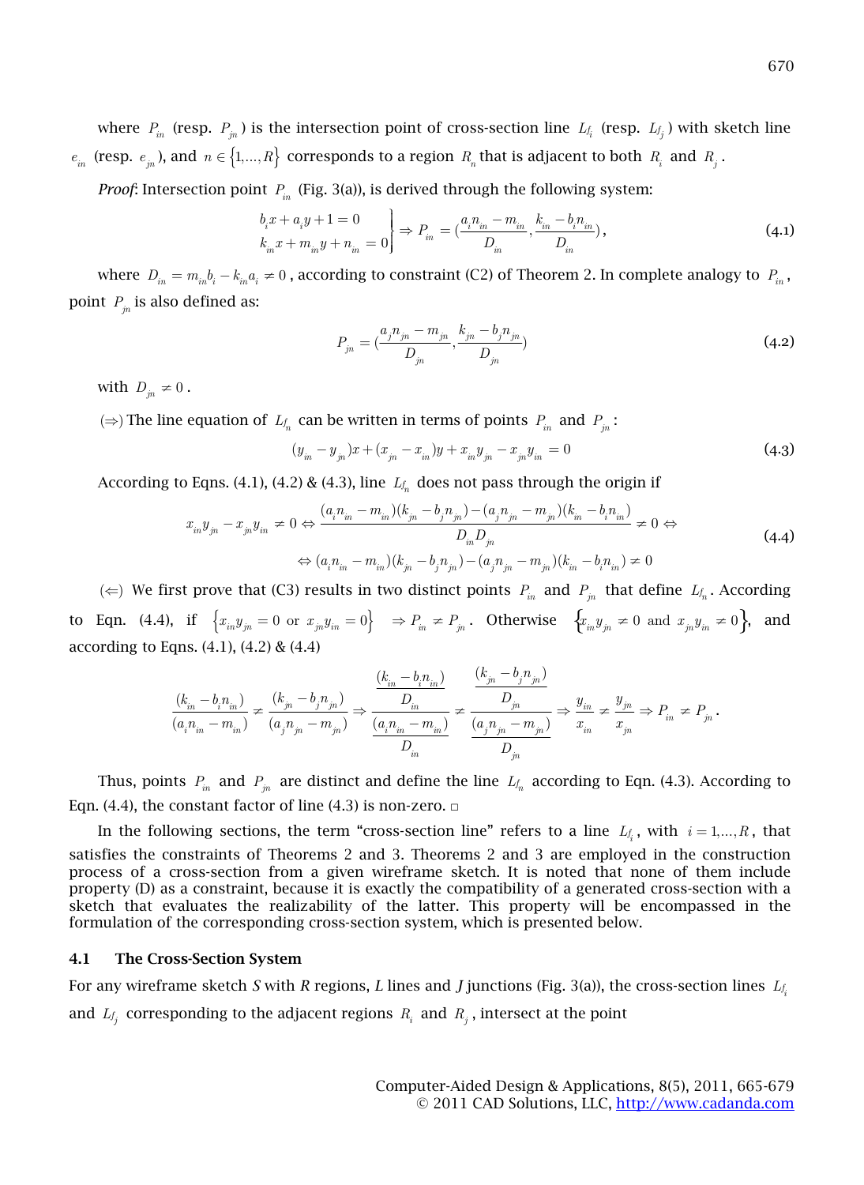where $P_{in}$ (resp. $P_{jn}$) is the intersection point of cross-section line $L_{f_i}$ (resp. $L_{f_j}$) with sketch line $e_{in}$ (resp. $e_{jn}$), and $n \in \{1,...,R\}$ corresponds to a region $R_n$ that is adjacent to both $R_i$ and $R_j$.

*Proof*: Intersection point $P_{in}$ (Fig. 3(a)), is derived through the following system:

$$\left.\begin{aligned} b_i x + a_i y + 1 = 0 \\ k_{in} x + m_{in} y + n_{in} = 0 \end{aligned}\right\} \Rightarrow P_{in} = \left(\frac{a_i n_{in} - m_{in}}{D_{in}}, \frac{k_{in} - b_i n_{in}}{D_{in}}\right), \tag{4.1}$$

where $D_{in} = m_{in} b_i - k_{in} a_i \neq 0$, according to constraint (C2) of Theorem 2. In complete analogy to $P_{in}$, point $P_{jn}$ is also defined as:

$$P_{jn} = \left(\frac{a_j n_{jn} - m_{jn}}{D_{jn}}, \frac{k_{jn} - b_j n_{jn}}{D_{jn}}\right) \tag{4.2}$$

with $D_{jn} \neq 0$.

$(\Rightarrow)$ The line equation of $L_{f_n}$ can be written in terms of points $P_{in}$ and $P_{jn}$:

$$(y_{in} - y_{jn})x + (x_{jn} - x_{in})y + x_{in} y_{jn} - x_{jn} y_{in} = 0 \tag{4.3}$$

According to Eqns. (4.1), (4.2) & (4.3), line $L_{f_n}$ does not pass through the origin if

$$\begin{aligned} x_{in} y_{jn} - x_{jn} y_{in} \neq 0 \Leftrightarrow \frac{(a_i n_{in} - m_{in})(k_{jn} - b_j n_{jn}) - (a_j n_{jn} - m_{jn})(k_{in} - b_i n_{in})}{D_{in} D_{jn}} \neq 0 \Leftrightarrow \\ \Leftrightarrow (a_i n_{in} - m_{in})(k_{jn} - b_j n_{jn}) - (a_j n_{jn} - m_{jn})(k_{in} - b_i n_{in}) \neq 0 \end{aligned} \tag{4.4}$$

$(\Leftarrow)$ We first prove that (C3) results in two distinct points $P_{in}$ and $P_{jn}$ that define $L_{f_n}$. According to Eqn. (4.4), if $\{x_{in} y_{jn} = 0 \text{ or } x_{jn} y_{in} = 0\} \Rightarrow P_{in} \neq P_{jn}$. Otherwise $\{x_{in} y_{jn} \neq 0 \text{ and } x_{jn} y_{in} \neq 0\}$, and according to Eqns. (4.1), (4.2) & (4.4)

$$\frac{(k_{in} - b_i n_{in})}{(a_i n_{in} - m_{in})} \neq \frac{(k_{jn} - b_j n_{jn})}{(a_j n_{jn} - m_{jn})} \Rightarrow \frac{\frac{(k_{in} - b_i n_{in})}{D_{in}}}{\frac{(a_i n_{in} - m_{in})}{D_{in}}} \neq \frac{\frac{(k_{jn} - b_j n_{jn})}{D_{jn}}}{\frac{(a_j n_{jn} - m_{jn})}{D_{jn}}} \Rightarrow \frac{y_{in}}{x_{in}} \neq \frac{y_{jn}}{x_{jn}} \Rightarrow P_{in} \neq P_{jn}.$$

Thus, points $P_{in}$ and $P_{jn}$ are distinct and define the line $L_{f_n}$ according to Eqn. (4.3). According to Eqn. (4.4), the constant factor of line (4.3) is non-zero. □

In the following sections, the term "cross-section line" refers to a line $L_{f_i}$, with $i = 1,...,R$, that satisfies the constraints of Theorems 2 and 3. Theorems 2 and 3 are employed in the construction process of a cross-section from a given wireframe sketch. It is noted that none of them include property (D) as a constraint, because it is exactly the compatibility of a generated cross-section with a sketch that evaluates the realizability of the latter. This property will be encompassed in the formulation of the corresponding cross-section system, which is presented below.

## 4.1 The Cross-Section System

For any wireframe sketch *S* with *R* regions, *L* lines and *J* junctions (Fig. 3(a)), the cross-section lines $L_{f_i}$ and $L_{f_j}$ corresponding to the adjacent regions $R_i$ and $R_j$, intersect at the point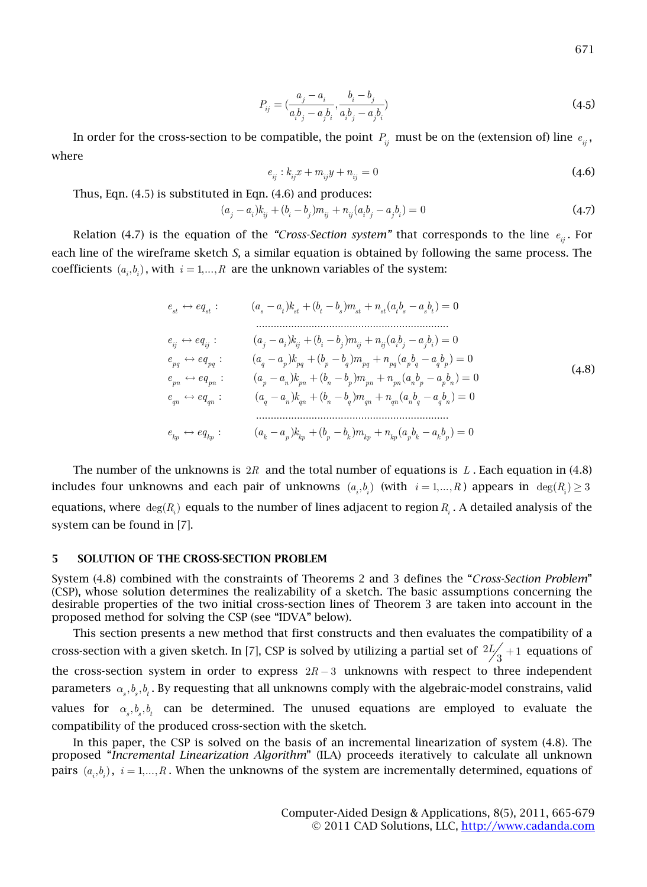$$P_{ij} = \left(\frac{a_j - a_i}{a_i b_j - a_j b_i}, \frac{b_i - b_j}{a_i b_j - a_j b_i}\right) \tag{4.5}$$

In order for the cross-section to be compatible, the point $P_{ij}$ must be on the (extension of) line $e_{ij}$, where

$$e_{ij} : k_{ij}x + m_{ij}y + n_{ij} = 0 \tag{4.6}$$

Thus, Eqn. (4.5) is substituted in Eqn. (4.6) and produces:

$$(a_j - a_i)k_{ij} + (b_i - b_j)m_{ij} + n_{ij}(a_i b_j - a_j b_i) = 0 \tag{4.7}$$

Relation (4.7) is the equation of the *"Cross-Section system"* that corresponds to the line $e_{ij}$. For each line of the wireframe sketch *S*, a similar equation is obtained by following the same process. The coefficients $(a_i, b_i)$, with $i = 1, \ldots, R$ are the unknown variables of the system:

$$\begin{array}{ll}
e_{st} \leftrightarrow eq_{st}: & (a_s - a_t)k_{st} + (b_t - b_s)m_{st} + n_{st}(a_t b_s - a_s b_t) = 0 \\
& \ldots\ldots\ldots\ldots\ldots\ldots\ldots\ldots\ldots\ldots\ldots\ldots \\
e_{ij} \leftrightarrow eq_{ij}: & (a_j - a_i)k_{ij} + (b_i - b_j)m_{ij} + n_{ij}(a_i b_j - a_j b_i) = 0 \\
e_{pq} \leftrightarrow eq_{pq}: & (a_q - a_p)k_{pq} + (b_p - b_q)m_{pq} + n_{pq}(a_p b_q - a_q b_p) = 0 \\
e_{pn} \leftrightarrow eq_{pn}: & (a_p - a_n)k_{pn} + (b_n - b_p)m_{pn} + n_{pn}(a_n b_p - a_p b_n) = 0 \\
e_{qn} \leftrightarrow eq_{qn}: & (a_q - a_n)k_{qn} + (b_n - b_q)m_{qn} + n_{qn}(a_n b_q - a_q b_n) = 0 \\
& \ldots\ldots\ldots\ldots\ldots\ldots\ldots\ldots\ldots\ldots\ldots\ldots \\
e_{kp} \leftrightarrow eq_{kp}: & (a_k - a_p)k_{kp} + (b_p - b_k)m_{kp} + n_{kp}(a_p b_k - a_k b_p) = 0
\end{array} \tag{4.8}$$

The number of the unknowns is $2R$ and the total number of equations is $L$. Each equation in (4.8) includes four unknowns and each pair of unknowns $(a_i, b_i)$ (with $i = 1, \ldots, R$) appears in $\deg(R_i) \geq 3$ equations, where $\deg(R_i)$ equals to the number of lines adjacent to region $R_i$. A detailed analysis of the system can be found in [7].

## 5 SOLUTION OF THE CROSS-SECTION PROBLEM

System (4.8) combined with the constraints of Theorems 2 and 3 defines the "*Cross-Section Problem*" (CSP), whose solution determines the realizability of a sketch. The basic assumptions concerning the desirable properties of the two initial cross-section lines of Theorem 3 are taken into account in the proposed method for solving the CSP (see "IDVA" below).

This section presents a new method that first constructs and then evaluates the compatibility of a cross-section with a given sketch. In [7], CSP is solved by utilizing a partial set of $2L/3 + 1$ equations of the cross-section system in order to express $2R - 3$ unknowns with respect to three independent parameters $\alpha_s, b_s, b_t$. By requesting that all unknowns comply with the algebraic-model constrains, valid values for $\alpha_s, b_s, b_t$ can be determined. The unused equations are employed to evaluate the compatibility of the produced cross-section with the sketch.

In this paper, the CSP is solved on the basis of an incremental linearization of system (4.8). The proposed "*Incremental Linearization Algorithm*" (ILA) proceeds iteratively to calculate all unknown pairs $(a_i, b_i)$, $i = 1, \ldots, R$. When the unknowns of the system are incrementally determined, equations of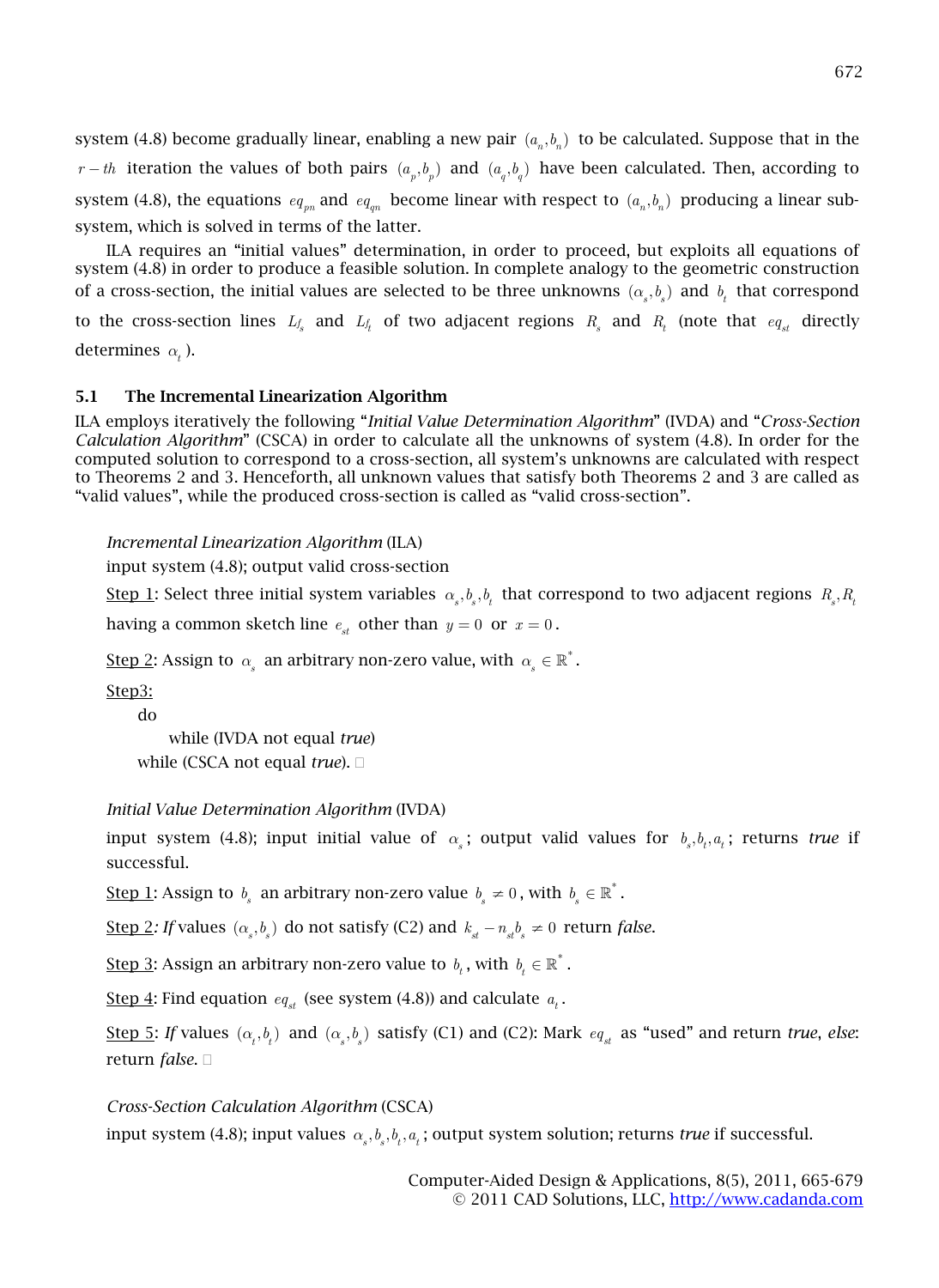system (4.8) become gradually linear, enabling a new pair $(a_n, b_n)$ to be calculated. Suppose that in the $r-th$ iteration the values of both pairs $(a_p, b_p)$ and $(a_q, b_q)$ have been calculated. Then, according to system (4.8), the equations $eq_{pn}$ and $eq_{qn}$ become linear with respect to $(a_n, b_n)$ producing a linear sub-system, which is solved in terms of the latter.

ILA requires an "initial values" determination, in order to proceed, but exploits all equations of system (4.8) in order to produce a feasible solution. In complete analogy to the geometric construction of a cross-section, the initial values are selected to be three unknowns $(\alpha_s, b_s)$ and $b_t$ that correspond to the cross-section lines $L_{f_s}$ and $L_{f_t}$ of two adjacent regions $R_s$ and $R_t$ (note that $eq_{st}$ directly determines $\alpha_t$).

## 5.1 The Incremental Linearization Algorithm

ILA employs iteratively the following "*Initial Value Determination Algorithm*" (IVDA) and "*Cross-Section Calculation Algorithm*" (CSCA) in order to calculate all the unknowns of system (4.8). In order for the computed solution to correspond to a cross-section, all system's unknowns are calculated with respect to Theorems 2 and 3. Henceforth, all unknown values that satisfy both Theorems 2 and 3 are called as "valid values", while the produced cross-section is called as "valid cross-section".

*Incremental Linearization Algorithm* (ILA)

input system (4.8); output valid cross-section

Step 1: Select three initial system variables $\alpha_s, b_s, b_t$ that correspond to two adjacent regions $R_s, R_t$ having a common sketch line $e_{st}$ other than $y=0$ or $x=0$.

Step 2: Assign to $\alpha_s$ an arbitrary non-zero value, with $\alpha_s \in \mathbb{R}^*$.

Step3:

```
do
    while (IVDA not equal true)
while (CSCA not equal true).
```

*Initial Value Determination Algorithm* (IVDA)

input system (4.8); input initial value of $\alpha_s$; output valid values for $b_s, b_t, a_t$; returns *true* if successful.

Step 1: Assign to $b_s$ an arbitrary non-zero value $b_s \neq 0$, with $b_s \in \mathbb{R}^*$.

Step 2*: If* values $(\alpha_s, b_s)$ do not satisfy (C2) and $k_{st} - n_{st} b_s \neq 0$ return *false*.

Step 3: Assign an arbitrary non-zero value to $b_t$, with $b_t \in \mathbb{R}^*$.

Step 4: Find equation $eq_{st}$ (see system (4.8)) and calculate $a_t$.

Step 5: *If* values $(\alpha_t, b_t)$ and $(\alpha_s, b_s)$ satisfy (C1) and (C2): Mark $eq_{st}$ as "used" and return *true*, *else*: return *false*.

*Cross-Section Calculation Algorithm* (CSCA)

input system (4.8); input values $\alpha_s, b_s, b_t, a_t$; output system solution; returns *true* if successful.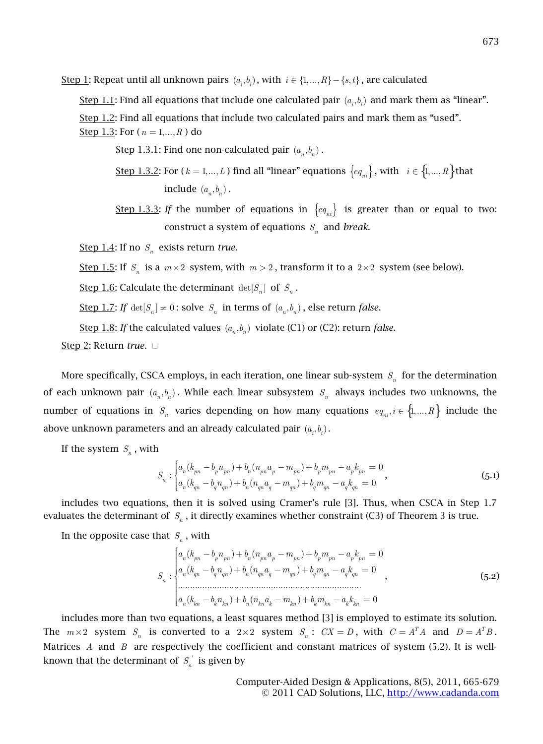Step 1: Repeat until all unknown pairs $(a_i, b_i)$, with $i \in \{1,\ldots,R\} - \{s,t\}$, are calculated

Step 1.1: Find all equations that include one calculated pair $(a_i, b_i)$ and mark them as "linear".

Step 1.2: Find all equations that include two calculated pairs and mark them as "used".

Step 1.3: For ( $n = 1,\ldots,R$ ) do

Step 1.3.1: Find one non-calculated pair $(a_n, b_n)$.

Step 1.3.2: For ( $k = 1,\ldots,L$ ) find all "linear" equations $\{eq_{ni}\}$, with $i \in \{1,\ldots,R\}$ that include $(a_n, b_n)$.

Step 1.3.3: *If* the number of equations in $\{eq_{ni}\}$ is greater than or equal to two: construct a system of equations $S_n$ and *break*.

Step 1.4: If no $S_n$ exists return *true*.

Step 1.5: If $S_n$ is a $m \times 2$ system, with $m > 2$, transform it to a $2 \times 2$ system (see below).

Step 1.6: Calculate the determinant $\det[S_n]$ of $S_n$.

Step 1.7: *If* $\det[S_n] \neq 0$: solve $S_n$ in terms of $(a_n, b_n)$, else return *false*.

Step 1.8: *If* the calculated values $(a_n, b_n)$ violate (C1) or (C2): return *false*.

Step 2: Return *true*. □

More specifically, CSCA employs, in each iteration, one linear sub-system $S_n$ for the determination of each unknown pair $(a_n, b_n)$. While each linear subsystem $S_n$ always includes two unknowns, the number of equations in $S_n$ varies depending on how many equations $eq_{ni}, i \in \{1,\ldots,R\}$ include the above unknown parameters and an already calculated pair $(a_i, b_i)$.

If the system $S_n$, with

$$S_n : \begin{cases} a_n(k_{pn} - b_p n_{pn}) + b_n(n_{pn} a_p - m_{pn}) + b_p m_{pn} - a_p k_{pn} = 0 \\ a_n(k_{qn} - b_q n_{qn}) + b_n(n_{qn} a_q - m_{qn}) + b_q m_{qn} - a_q k_{qn} = 0 \end{cases}, \tag{5.1}$$

includes two equations, then it is solved using Cramer's rule [3]. Thus, when CSCA in Step 1.7 evaluates the determinant of $S_n$, it directly examines whether constraint (C3) of Theorem 3 is true.

In the opposite case that $S_n$, with

$$S_n : \begin{cases} a_n(k_{pn} - b_p n_{pn}) + b_n(n_{pn} a_p - m_{pn}) + b_p m_{pn} - a_p k_{pn} = 0 \\ a_n(k_{qn} - b_q n_{qn}) + b_n(n_{qn} a_q - m_{qn}) + b_q m_{qn} - a_q k_{qn} = 0 \\ \cdots\cdots\cdots\cdots\cdots\cdots\cdots\cdots\cdots\cdots\cdots\cdots \\ a_n(k_{kn} - b_k n_{kn}) + b_n(n_{kn} a_k - m_{kn}) + b_k m_{kn} - a_k k_{kn} = 0 \end{cases}, \tag{5.2}$$

includes more than two equations, a least squares method [3] is employed to estimate its solution. The $m \times 2$ system $S_n$ is converted to a $2 \times 2$ system $S_n^{'}$: $CX = D$, with $C = A^T A$ and $D = A^T B$. Matrices $A$ and $B$ are respectively the coefficient and constant matrices of system (5.2). It is well-known that the determinant of $S_n^{'}$ is given by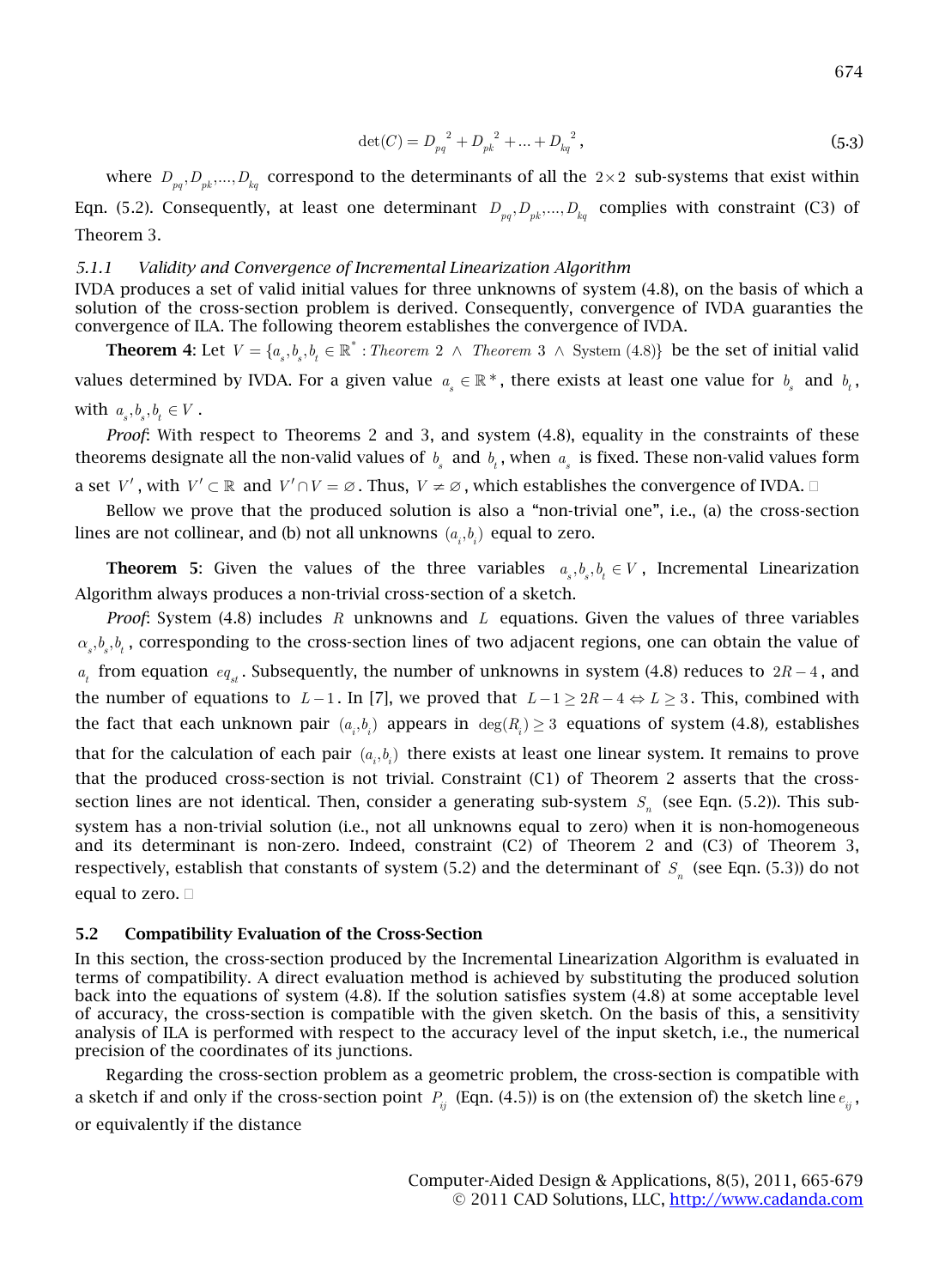$$\det(C) = {D_{pq}}^2 + {D_{pk}}^2 + ... + {D_{kq}}^2, \tag{5.3}$$

where $D_{pq}, D_{pk}, ..., D_{kq}$ correspond to the determinants of all the $2 \times 2$ sub-systems that exist within Eqn. (5.2). Consequently, at least one determinant $D_{pq}, D_{pk}, ..., D_{kq}$ complies with constraint (C3) of Theorem 3.

### *5.1.1 Validity and Convergence of Incremental Linearization Algorithm*

IVDA produces a set of valid initial values for three unknowns of system (4.8), on the basis of which a solution of the cross-section problem is derived. Consequently, convergence of IVDA guaranties the convergence of ILA. The following theorem establishes the convergence of IVDA.

**Theorem 4**: Let $V = \{a_s, b_s, b_t \in \mathbb{R}^* : \textit{Theorem 2} \wedge \textit{Theorem 3} \wedge \text{System (4.8)}\}$ be the set of initial valid values determined by IVDA. For a given value $a_s \in \mathbb{R}^*$, there exists at least one value for $b_s$ and $b_t$, with $a_s, b_s, b_t \in V$.

*Proof*: With respect to Theorems 2 and 3, and system (4.8), equality in the constraints of these theorems designate all the non-valid values of $b_s$ and $b_t$, when $a_s$ is fixed. These non-valid values form a set $V'$, with $V' \subset \mathbb{R}$ and $V' \cap V = \varnothing$. Thus, $V \neq \varnothing$, which establishes the convergence of IVDA. □

Bellow we prove that the produced solution is also a "non-trivial one", i.e., (a) the cross-section lines are not collinear, and (b) not all unknowns $(a_i, b_i)$ equal to zero.

**Theorem 5**: Given the values of the three variables $a_s, b_s, b_t \in V$, Incremental Linearization Algorithm always produces a non-trivial cross-section of a sketch.

*Proof*: System (4.8) includes $R$ unknowns and $L$ equations. Given the values of three variables $\alpha_s, b_s, b_t$, corresponding to the cross-section lines of two adjacent regions, one can obtain the value of $a_t$ from equation $eq_{st}$. Subsequently, the number of unknowns in system (4.8) reduces to $2R-4$, and the number of equations to $L-1$. In [7], we proved that $L-1 \geq 2R-4 \Leftrightarrow L \geq 3$. This, combined with the fact that each unknown pair $(a_i, b_i)$ appears in $\deg(R_i) \geq 3$ equations of system (4.8), establishes that for the calculation of each pair $(a_i, b_i)$ there exists at least one linear system. It remains to prove that the produced cross-section is not trivial. Constraint (C1) of Theorem 2 asserts that the cross-section lines are not identical. Then, consider a generating sub-system $S_n$ (see Eqn. (5.2)). This sub-system has a non-trivial solution (i.e., not all unknowns equal to zero) when it is non-homogeneous and its determinant is non-zero. Indeed, constraint (C2) of Theorem 2 and (C3) of Theorem 3, respectively, establish that constants of system (5.2) and the determinant of $S_n$ (see Eqn. (5.3)) do not equal to zero. □

## 5.2 Compatibility Evaluation of the Cross-Section

In this section, the cross-section produced by the Incremental Linearization Algorithm is evaluated in terms of compatibility. A direct evaluation method is achieved by substituting the produced solution back into the equations of system (4.8). If the solution satisfies system (4.8) at some acceptable level of accuracy, the cross-section is compatible with the given sketch. On the basis of this, a sensitivity analysis of ILA is performed with respect to the accuracy level of the input sketch, i.e., the numerical precision of the coordinates of its junctions.

Regarding the cross-section problem as a geometric problem, the cross-section is compatible with a sketch if and only if the cross-section point $P_{ij}$ (Eqn. (4.5)) is on (the extension of) the sketch line $e_{ij}$, or equivalently if the distance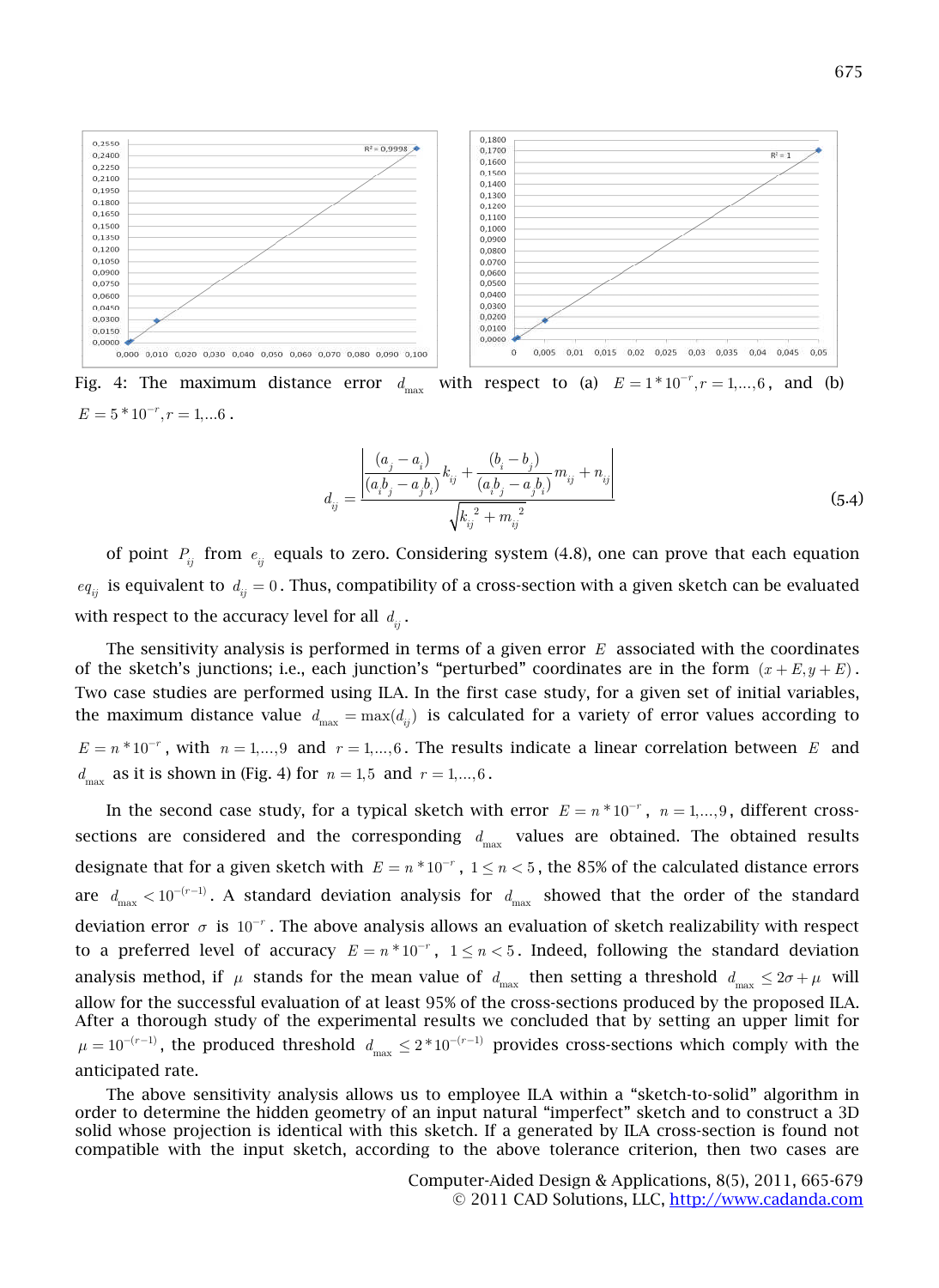Fig. 4: The maximum distance error $d_{max}$ with respect to (a) $E = 1*10^{-r}, r = 1,...,6$, and (b) $E = 5*10^{-r}, r = 1,...6$.

$$d_{ij} = \frac{\left| \frac{(a_j - a_i)}{(a_i b_j - a_j b_i)} k_{ij} + \frac{(b_i - b_j)}{(a_i b_j - a_j b_i)} m_{ij} + n_{ij} \right|}{\sqrt{k_{ij}^2 + m_{ij}^2}} \tag{5.4}$$

of point $P_{ij}$ from $e_{ij}$ equals to zero. Considering system (4.8), one can prove that each equation $eq_{ij}$ is equivalent to $d_{ij} = 0$. Thus, compatibility of a cross-section with a given sketch can be evaluated with respect to the accuracy level for all $d_{ij}$.

The sensitivity analysis is performed in terms of a given error $E$ associated with the coordinates of the sketch's junctions; i.e., each junction's "perturbed" coordinates are in the form $(x + E, y + E)$. Two case studies are performed using ILA. In the first case study, for a given set of initial variables, the maximum distance value $d_{max} = \max(d_{ij})$ is calculated for a variety of error values according to $E = n*10^{-r}$, with $n = 1,...,9$ and $r = 1,...,6$. The results indicate a linear correlation between $E$ and $d_{max}$ as it is shown in (Fig. 4) for $n = 1,5$ and $r = 1,...,6$.

In the second case study, for a typical sketch with error $E = n*10^{-r}$, $n = 1,...,9$, different cross-sections are considered and the corresponding $d_{max}$ values are obtained. The obtained results designate that for a given sketch with $E = n*10^{-r}$, $1 \leq n < 5$, the 85% of the calculated distance errors are $d_{max} < 10^{-(r-1)}$. A standard deviation analysis for $d_{max}$ showed that the order of the standard deviation error $\sigma$ is $10^{-r}$. The above analysis allows an evaluation of sketch realizability with respect to a preferred level of accuracy $E = n*10^{-r}$, $1 \leq n < 5$. Indeed, following the standard deviation analysis method, if $\mu$ stands for the mean value of $d_{max}$ then setting a threshold $d_{max} \leq 2\sigma + \mu$ will allow for the successful evaluation of at least 95% of the cross-sections produced by the proposed ILA. After a thorough study of the experimental results we concluded that by setting an upper limit for $\mu = 10^{-(r-1)}$, the produced threshold $d_{max} \leq 2*10^{-(r-1)}$ provides cross-sections which comply with the anticipated rate.

The above sensitivity analysis allows us to employee ILA within a "sketch-to-solid" algorithm in order to determine the hidden geometry of an input natural "imperfect" sketch and to construct a 3D solid whose projection is identical with this sketch. If a generated by ILA cross-section is found not compatible with the input sketch, according to the above tolerance criterion, then two cases are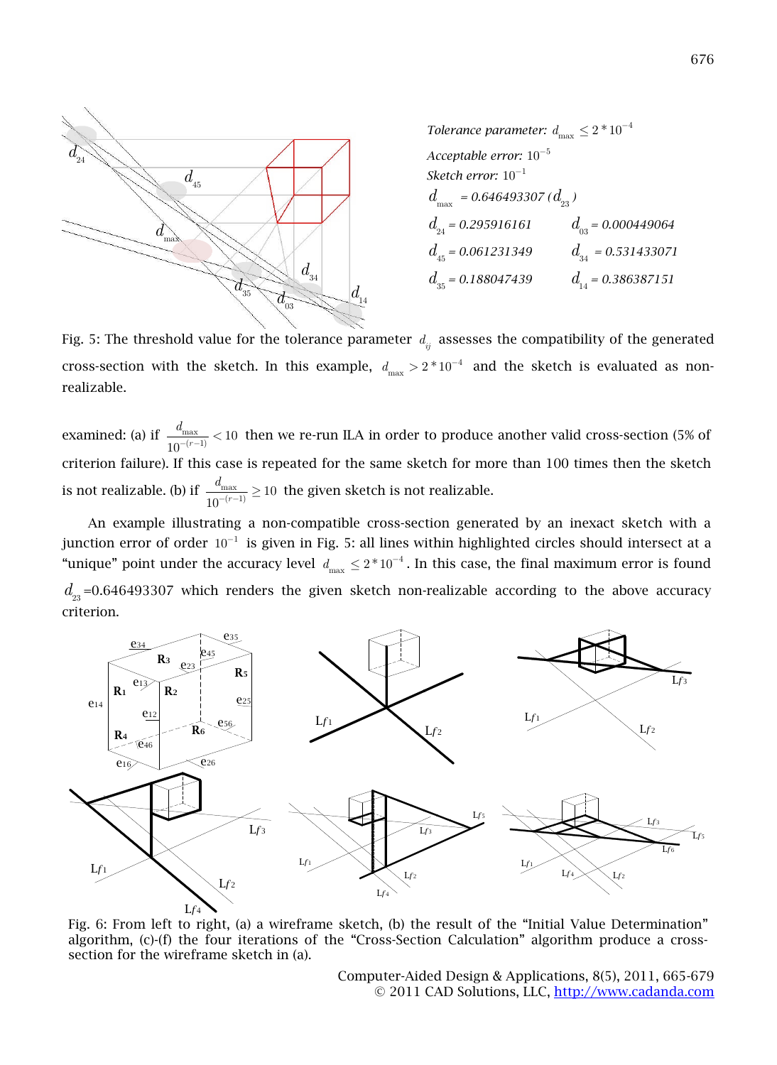Tolerance parameter: $d_{max} \leq 2*10^{-4}$

Acceptable error: $10^{-5}$

Sketch error: $10^{-1}$

$d_{max}$ = 0.646493307 ($d_{23}$)

| | |
|---|---|
| $d_{24}$ = 0.295916161 | $d_{03}$ = 0.000449064 |
| $d_{45}$ = 0.061231349 | $d_{34}$ = 0.531433071 |
| $d_{35}$ = 0.188047439 | $d_{14}$ = 0.386387151 |

Fig. 5: The threshold value for the tolerance parameter $d_{ij}$ assesses the compatibility of the generated cross-section with the sketch. In this example, $d_{max} > 2*10^{-4}$ and the sketch is evaluated as non-realizable.

examined: (a) if $\frac{d_{max}}{10^{-(r-1)}} < 10$ then we re-run ILA in order to produce another valid cross-section (5% of criterion failure). If this case is repeated for the same sketch for more than 100 times then the sketch is not realizable. (b) if $\frac{d_{max}}{10^{-(r-1)}} \geq 10$ the given sketch is not realizable.

An example illustrating a non-compatible cross-section generated by an inexact sketch with a junction error of order $10^{-1}$ is given in Fig. 5: all lines within highlighted circles should intersect at a "unique" point under the accuracy level $d_{max} \leq 2*10^{-4}$. In this case, the final maximum error is found $d_{23}$=0.646493307 which renders the given sketch non-realizable according to the above accuracy criterion.

Fig. 6: From left to right, (a) a wireframe sketch, (b) the result of the "Initial Value Determination" algorithm, (c)-(f) the four iterations of the "Cross-Section Calculation" algorithm produce a cross-section for the wireframe sketch in (a).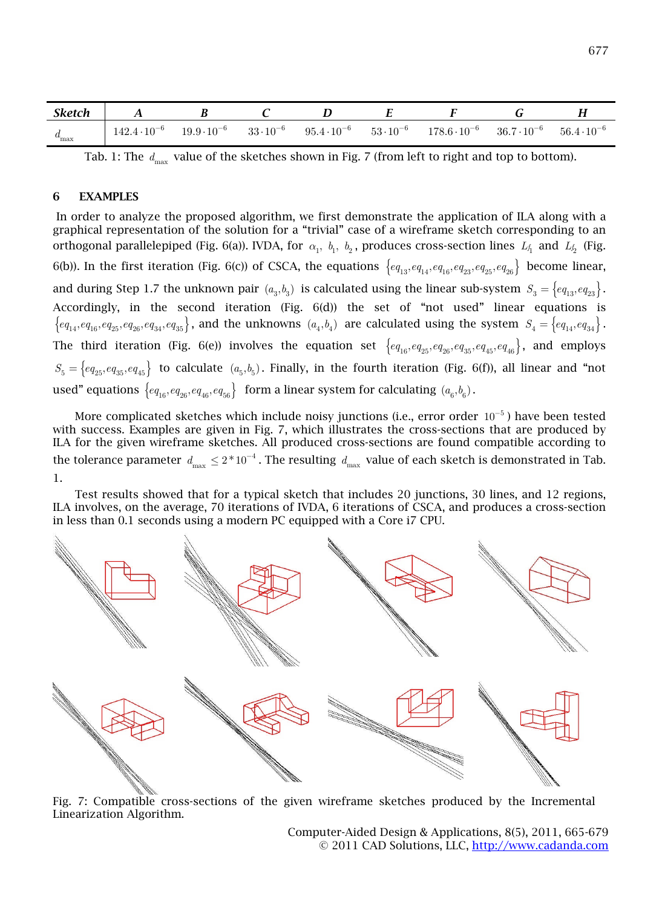| **Sketch** | **A** | **B** | **C** | **D** | **E** | **F** | **G** | **H** |
|---|---|---|---|---|---|---|---|---|
| $d_{\max}$ | $142.4 \cdot 10^{-6}$ | $19.9 \cdot 10^{-6}$ | $33 \cdot 10^{-6}$ | $95.4 \cdot 10^{-6}$ | $53 \cdot 10^{-6}$ | $178.6 \cdot 10^{-6}$ | $36.7 \cdot 10^{-6}$ | $56.4 \cdot 10^{-6}$ |

Tab. 1: The $d_{\max}$ value of the sketches shown in Fig. 7 (from left to right and top to bottom).

## 6 EXAMPLES

In order to analyze the proposed algorithm, we first demonstrate the application of ILA along with a graphical representation of the solution for a "trivial" case of a wireframe sketch corresponding to an orthogonal parallelepiped (Fig. 6(a)). IVDA, for $\alpha_1$, $b_1$, $b_2$, produces cross-section lines $L_{f_1}$ and $L_{f_2}$ (Fig. 6(b)). In the first iteration (Fig. 6(c)) of CSCA, the equations $\{eq_{13}, eq_{14}, eq_{16}, eq_{23}, eq_{25}, eq_{26}\}$ become linear, and during Step 1.7 the unknown pair $(a_3, b_3)$ is calculated using the linear sub-system $S_3 = \{eq_{13}, eq_{23}\}$. Accordingly, in the second iteration (Fig. 6(d)) the set of "not used" linear equations is $\{eq_{14}, eq_{16}, eq_{25}, eq_{26}, eq_{34}, eq_{35}\}$, and the unknowns $(a_4, b_4)$ are calculated using the system $S_4 = \{eq_{14}, eq_{34}\}$. The third iteration (Fig. 6(e)) involves the equation set $\{eq_{16}, eq_{25}, eq_{26}, eq_{35}, eq_{45}, eq_{46}\}$, and employs $S_5 = \{eq_{25}, eq_{35}, eq_{45}\}$ to calculate $(a_5, b_5)$. Finally, in the fourth iteration (Fig. 6(f)), all linear and "not used" equations $\{eq_{16}, eq_{26}, eq_{46}, eq_{56}\}$ form a linear system for calculating $(a_6, b_6)$.

More complicated sketches which include noisy junctions (i.e., error order $10^{-5}$) have been tested with success. Examples are given in Fig. 7, which illustrates the cross-sections that are produced by ILA for the given wireframe sketches. All produced cross-sections are found compatible according to the tolerance parameter $d_{\max} \leq 2 * 10^{-4}$. The resulting $d_{\max}$ value of each sketch is demonstrated in Tab. 1.

Test results showed that for a typical sketch that includes 20 junctions, 30 lines, and 12 regions, ILA involves, on the average, 70 iterations of IVDA, 6 iterations of CSCA, and produces a cross-section in less than 0.1 seconds using a modern PC equipped with a Core i7 CPU.

Fig. 7: Compatible cross-sections of the given wireframe sketches produced by the Incremental Linearization Algorithm.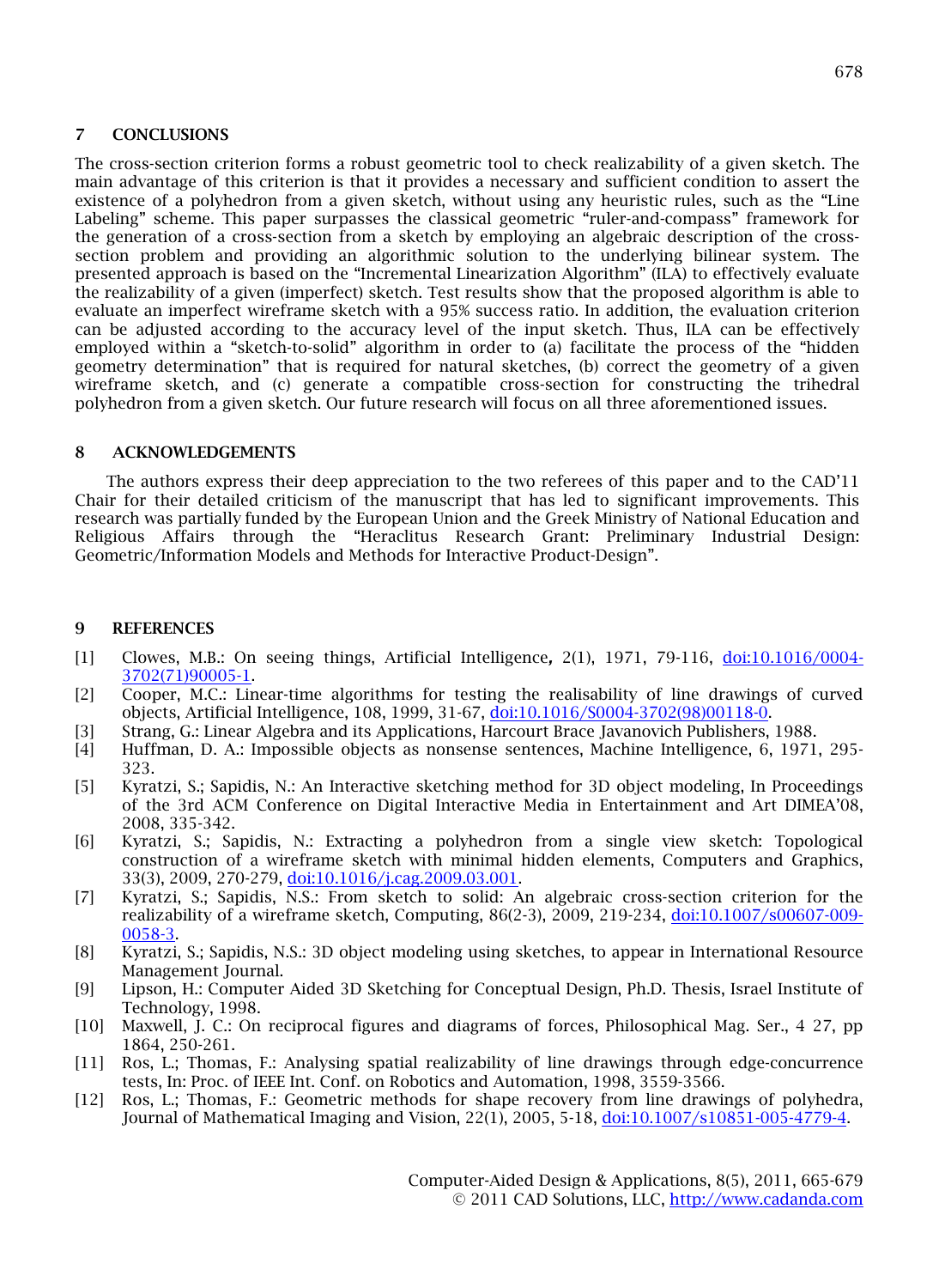## 7 CONCLUSIONS

The cross-section criterion forms a robust geometric tool to check realizability of a given sketch. The main advantage of this criterion is that it provides a necessary and sufficient condition to assert the existence of a polyhedron from a given sketch, without using any heuristic rules, such as the "Line Labeling" scheme. This paper surpasses the classical geometric "ruler-and-compass" framework for the generation of a cross-section from a sketch by employing an algebraic description of the cross-section problem and providing an algorithmic solution to the underlying bilinear system. The presented approach is based on the "Incremental Linearization Algorithm" (ILA) to effectively evaluate the realizability of a given (imperfect) sketch. Test results show that the proposed algorithm is able to evaluate an imperfect wireframe sketch with a 95% success ratio. In addition, the evaluation criterion can be adjusted according to the accuracy level of the input sketch. Thus, ILA can be effectively employed within a "sketch-to-solid" algorithm in order to (a) facilitate the process of the "hidden geometry determination" that is required for natural sketches, (b) correct the geometry of a given wireframe sketch, and (c) generate a compatible cross-section for constructing the trihedral polyhedron from a given sketch. Our future research will focus on all three aforementioned issues.

## 8 ACKNOWLEDGEMENTS

The authors express their deep appreciation to the two referees of this paper and to the CAD'11 Chair for their detailed criticism of the manuscript that has led to significant improvements. This research was partially funded by the European Union and the Greek Ministry of National Education and Religious Affairs through the "Heraclitus Research Grant: Preliminary Industrial Design: Geometric/Information Models and Methods for Interactive Product-Design".

## 9 REFERENCES

[1] Clowes, M.B.: On seeing things, Artificial Intelligence, 2(1), 1971, 79-116, doi:10.1016/0004-3702(71)90005-1.

[2] Cooper, M.C.: Linear-time algorithms for testing the realisability of line drawings of curved objects, Artificial Intelligence, 108, 1999, 31-67, doi:10.1016/S0004-3702(98)00118-0.

[3] Strang, G.: Linear Algebra and its Applications, Harcourt Brace Javanovich Publishers, 1988.

[4] Huffman, D. A.: Impossible objects as nonsense sentences, Machine Intelligence, 6, 1971, 295-323.

[5] Kyratzi, S.; Sapidis, N.: An Interactive sketching method for 3D object modeling, In Proceedings of the 3rd ACM Conference on Digital Interactive Media in Entertainment and Art DIMEA'08, 2008, 335-342.

[6] Kyratzi, S.; Sapidis, N.: Extracting a polyhedron from a single view sketch: Topological construction of a wireframe sketch with minimal hidden elements, Computers and Graphics, 33(3), 2009, 270-279, doi:10.1016/j.cag.2009.03.001.

[7] Kyratzi, S.; Sapidis, N.S.: From sketch to solid: An algebraic cross-section criterion for the realizability of a wireframe sketch, Computing, 86(2-3), 2009, 219-234, doi:10.1007/s00607-009-0058-3.

[8] Kyratzi, S.; Sapidis, N.S.: 3D object modeling using sketches, to appear in International Resource Management Journal.

[9] Lipson, H.: Computer Aided 3D Sketching for Conceptual Design, Ph.D. Thesis, Israel Institute of Technology, 1998.

[10] Maxwell, J. C.: On reciprocal figures and diagrams of forces, Philosophical Mag. Ser., 4 27, pp 1864, 250-261.

[11] Ros, L.; Thomas, F.: Analysing spatial realizability of line drawings through edge-concurrence tests, In: Proc. of IEEE Int. Conf. on Robotics and Automation, 1998, 3559-3566.

[12] Ros, L.; Thomas, F.: Geometric methods for shape recovery from line drawings of polyhedra, Journal of Mathematical Imaging and Vision, 22(1), 2005, 5-18, doi:10.1007/s10851-005-4779-4.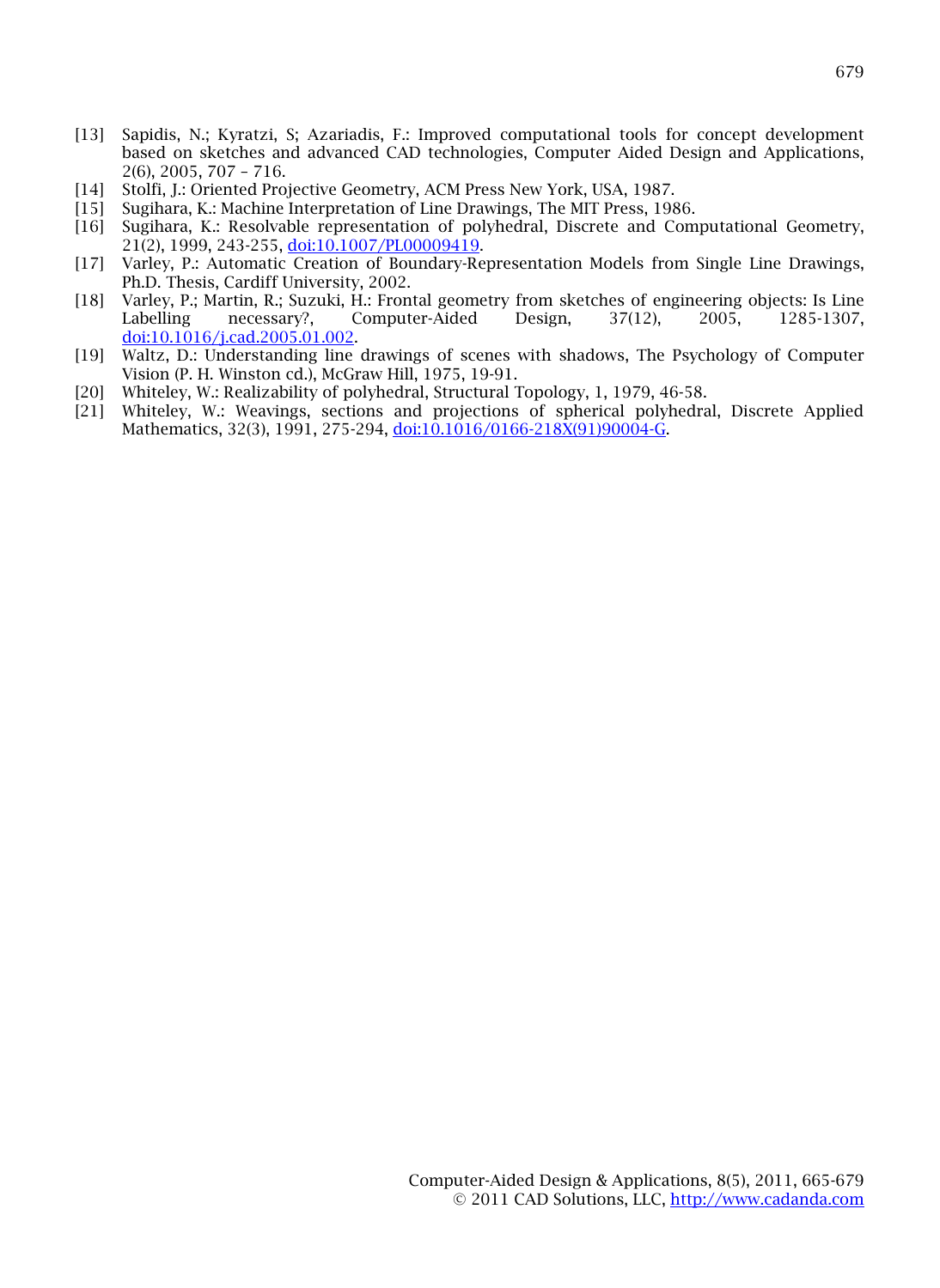[13] Sapidis, N.; Kyratzi, S; Azariadis, F.: Improved computational tools for concept development based on sketches and advanced CAD technologies, Computer Aided Design and Applications, 2(6), 2005, 707 – 716.

[14] Stolfi, J.: Oriented Projective Geometry, ACM Press New York, USA, 1987.

[15] Sugihara, K.: Machine Interpretation of Line Drawings, The MIT Press, 1986.

[16] Sugihara, K.: Resolvable representation of polyhedral, Discrete and Computational Geometry, 21(2), 1999, 243-255, doi:10.1007/PL00009419.

[17] Varley, P.: Automatic Creation of Boundary-Representation Models from Single Line Drawings, Ph.D. Thesis, Cardiff University, 2002.

[18] Varley, P.; Martin, R.; Suzuki, H.: Frontal geometry from sketches of engineering objects: Is Line Labelling necessary?, Computer-Aided Design, 37(12), 2005, 1285-1307, doi:10.1016/j.cad.2005.01.002.

[19] Waltz, D.: Understanding line drawings of scenes with shadows, The Psychology of Computer Vision (P. H. Winston cd.), McGraw Hill, 1975, 19-91.

[20] Whiteley, W.: Realizability of polyhedral, Structural Topology, 1, 1979, 46-58.

[21] Whiteley, W.: Weavings, sections and projections of spherical polyhedral, Discrete Applied Mathematics, 32(3), 1991, 275-294, doi:10.1016/0166-218X(91)90004-G.